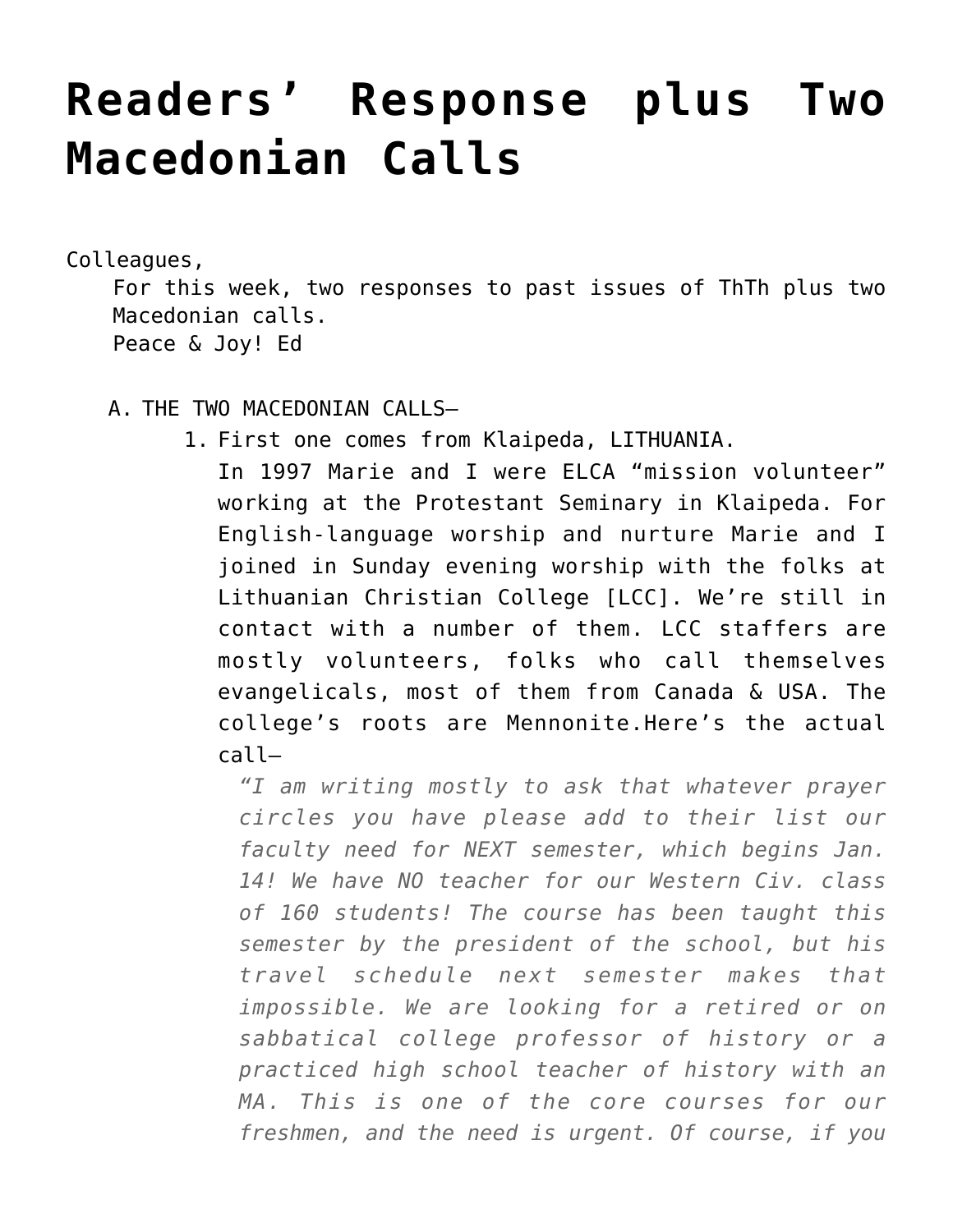# Readers' Response plus Two Macedonian Calls

Colleagues,

For this week, two responses to past issues of ThTh plus two Macedonian calls.

Peace & Joy! Ed

A. THE TWO MACEDONIAN CALLS–

1. First one comes from Klaipeda, LITHUANIA.

   In 1997 Marie and I were ELCA "mission volunteer" working at the Protestant Seminary in Klaipeda. For English-language worship and nurture Marie and I joined in Sunday evening worship with the folks at Lithuanian Christian College [LCC]. We're still in contact with a number of them. LCC staffers are mostly volunteers, folks who call themselves evangelicals, most of them from Canada & USA. The college's roots are Mennonite.Here's the actual call–

   > *"I am writing mostly to ask that whatever prayer circles you have please add to their list our faculty need for NEXT semester, which begins Jan. 14! We have NO teacher for our Western Civ. class of 160 students! The course has been taught this semester by the president of the school, but his travel schedule next semester makes that impossible. We are looking for a retired or on sabbatical college professor of history or a practiced high school teacher of history with an MA. This is one of the core courses for our freshmen, and the need is urgent. Of course, if you*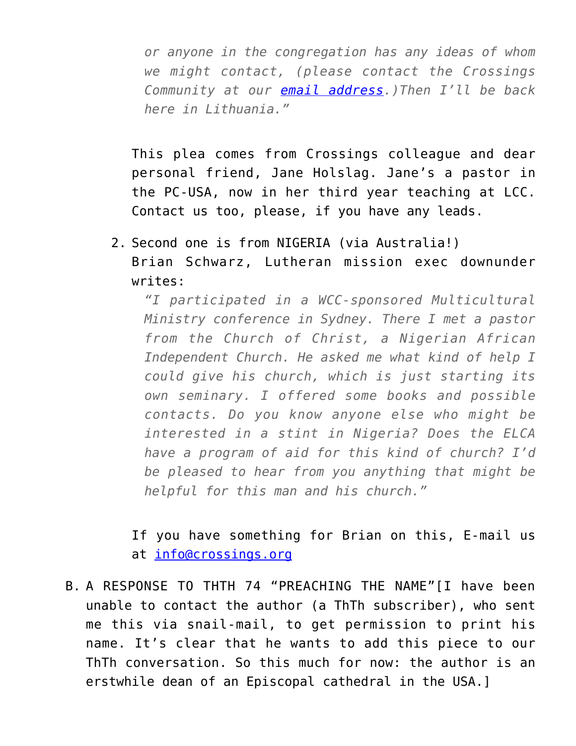*or anyone in the congregation has any ideas of whom we might contact, (please contact the Crossings Community at our [email address](#).)Then I'll be back here in Lithuania."*

This plea comes from Crossings colleague and dear personal friend, Jane Holslag. Jane's a pastor in the PC-USA, now in her third year teaching at LCC. Contact us too, please, if you have any leads.

2. Second one is from NIGERIA (via Australia!)
   Brian Schwarz, Lutheran mission exec downunder writes:

   *"I participated in a WCC-sponsored Multicultural Ministry conference in Sydney. There I met a pastor from the Church of Christ, a Nigerian African Independent Church. He asked me what kind of help I could give his church, which is just starting its own seminary. I offered some books and possible contacts. Do you know anyone else who might be interested in a stint in Nigeria? Does the ELCA have a program of aid for this kind of church? I'd be pleased to hear from you anything that might be helpful for this man and his church."*

   If you have something for Brian on this, E-mail us at [info@crossings.org](mailto:info@crossings.org)

B. A RESPONSE TO THTH 74 "PREACHING THE NAME"[I have been unable to contact the author (a ThTh subscriber), who sent me this via snail-mail, to get permission to print his name. It's clear that he wants to add this piece to our ThTh conversation. So this much for now: the author is an erstwhile dean of an Episcopal cathedral in the USA.]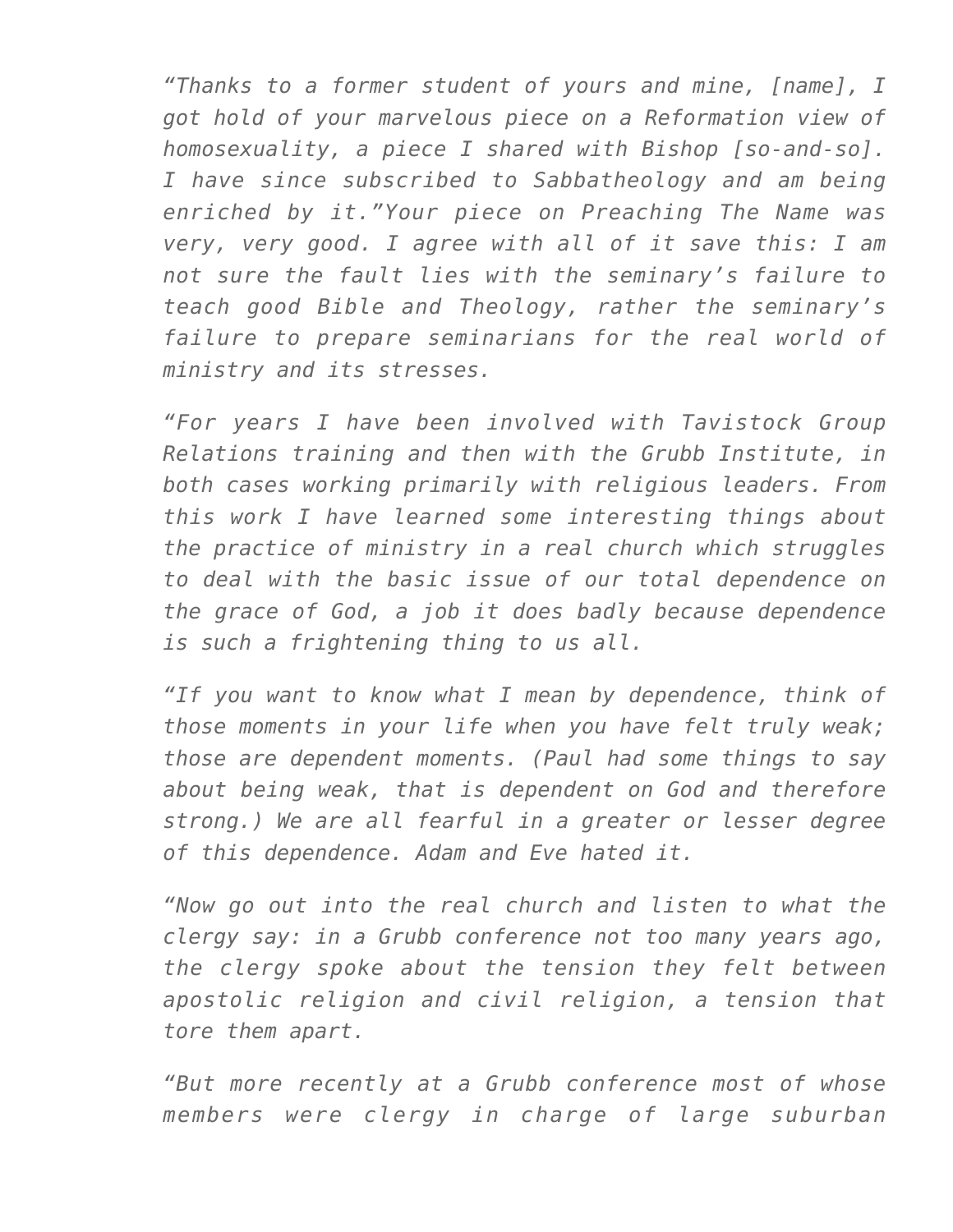*“Thanks to a former student of yours and mine, [name], I got hold of your marvelous piece on a Reformation view of homosexuality, a piece I shared with Bishop [so-and-so]. I have since subscribed to Sabbatheology and am being enriched by it.”Your piece on Preaching The Name was very, very good. I agree with all of it save this: I am not sure the fault lies with the seminary’s failure to teach good Bible and Theology, rather the seminary’s failure to prepare seminarians for the real world of ministry and its stresses.*

*“For years I have been involved with Tavistock Group Relations training and then with the Grubb Institute, in both cases working primarily with religious leaders. From this work I have learned some interesting things about the practice of ministry in a real church which struggles to deal with the basic issue of our total dependence on the grace of God, a job it does badly because dependence is such a frightening thing to us all.*

*“If you want to know what I mean by dependence, think of those moments in your life when you have felt truly weak; those are dependent moments. (Paul had some things to say about being weak, that is dependent on God and therefore strong.) We are all fearful in a greater or lesser degree of this dependence. Adam and Eve hated it.*

*“Now go out into the real church and listen to what the clergy say: in a Grubb conference not too many years ago, the clergy spoke about the tension they felt between apostolic religion and civil religion, a tension that tore them apart.*

*“But more recently at a Grubb conference most of whose members were clergy in charge of large suburban*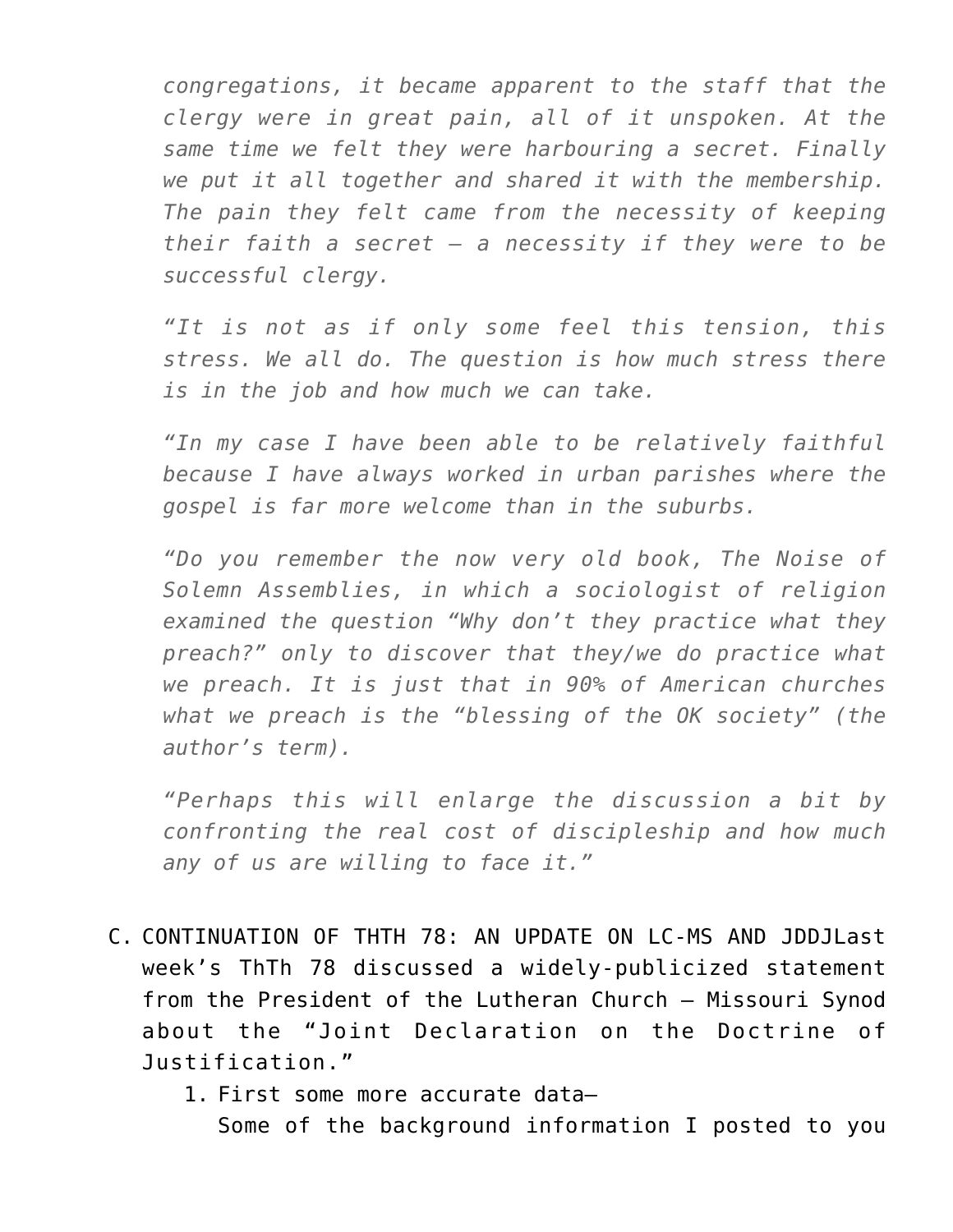*congregations, it became apparent to the staff that the clergy were in great pain, all of it unspoken. At the same time we felt they were harbouring a secret. Finally we put it all together and shared it with the membership. The pain they felt came from the necessity of keeping their faith a secret — a necessity if they were to be successful clergy.*

*"It is not as if only some feel this tension, this stress. We all do. The question is how much stress there is in the job and how much we can take.*

*"In my case I have been able to be relatively faithful because I have always worked in urban parishes where the gospel is far more welcome than in the suburbs.*

*"Do you remember the now very old book, The Noise of Solemn Assemblies, in which a sociologist of religion examined the question "Why don't they practice what they preach?" only to discover that they/we do practice what we preach. It is just that in 90% of American churches what we preach is the "blessing of the OK society" (the author's term).*

*"Perhaps this will enlarge the discussion a bit by confronting the real cost of discipleship and how much any of us are willing to face it."*

C. CONTINUATION OF THTH 78: AN UPDATE ON LC-MS AND JDDJLast week's ThTh 78 discussed a widely-publicized statement from the President of the Lutheran Church — Missouri Synod about the "Joint Declaration on the Doctrine of Justification."

   1. First some more accurate data—
      Some of the background information I posted to you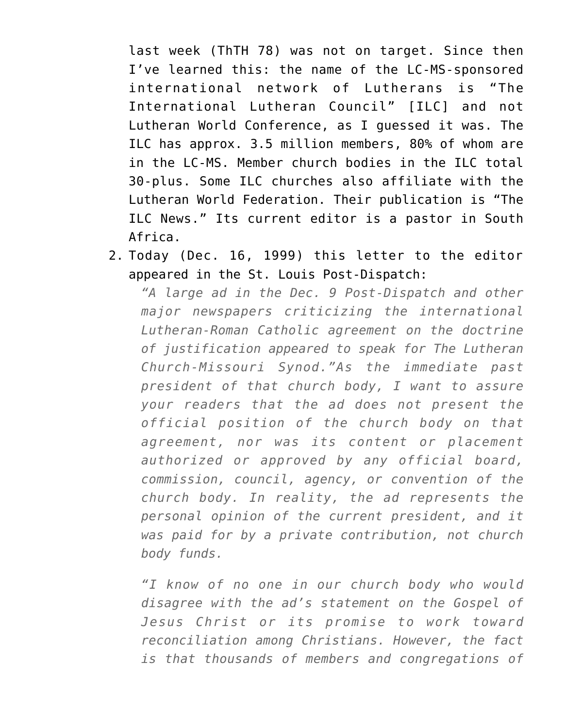last week (ThTH 78) was not on target. Since then I've learned this: the name of the LC-MS-sponsored international network of Lutherans is "The International Lutheran Council" [ILC] and not Lutheran World Conference, as I guessed it was. The ILC has approx. 3.5 million members, 80% of whom are in the LC-MS. Member church bodies in the ILC total 30-plus. Some ILC churches also affiliate with the Lutheran World Federation. Their publication is "The ILC News." Its current editor is a pastor in South Africa.

2. Today (Dec. 16, 1999) this letter to the editor appeared in the St. Louis Post-Dispatch:

   *"A large ad in the Dec. 9 Post-Dispatch and other major newspapers criticizing the international Lutheran-Roman Catholic agreement on the doctrine of justification appeared to speak for The Lutheran Church-Missouri Synod."As the immediate past president of that church body, I want to assure your readers that the ad does not present the official position of the church body on that agreement, nor was its content or placement authorized or approved by any official board, commission, council, agency, or convention of the church body. In reality, the ad represents the personal opinion of the current president, and it was paid for by a private contribution, not church body funds.*

   *"I know of no one in our church body who would disagree with the ad's statement on the Gospel of Jesus Christ or its promise to work toward reconciliation among Christians. However, the fact is that thousands of members and congregations of*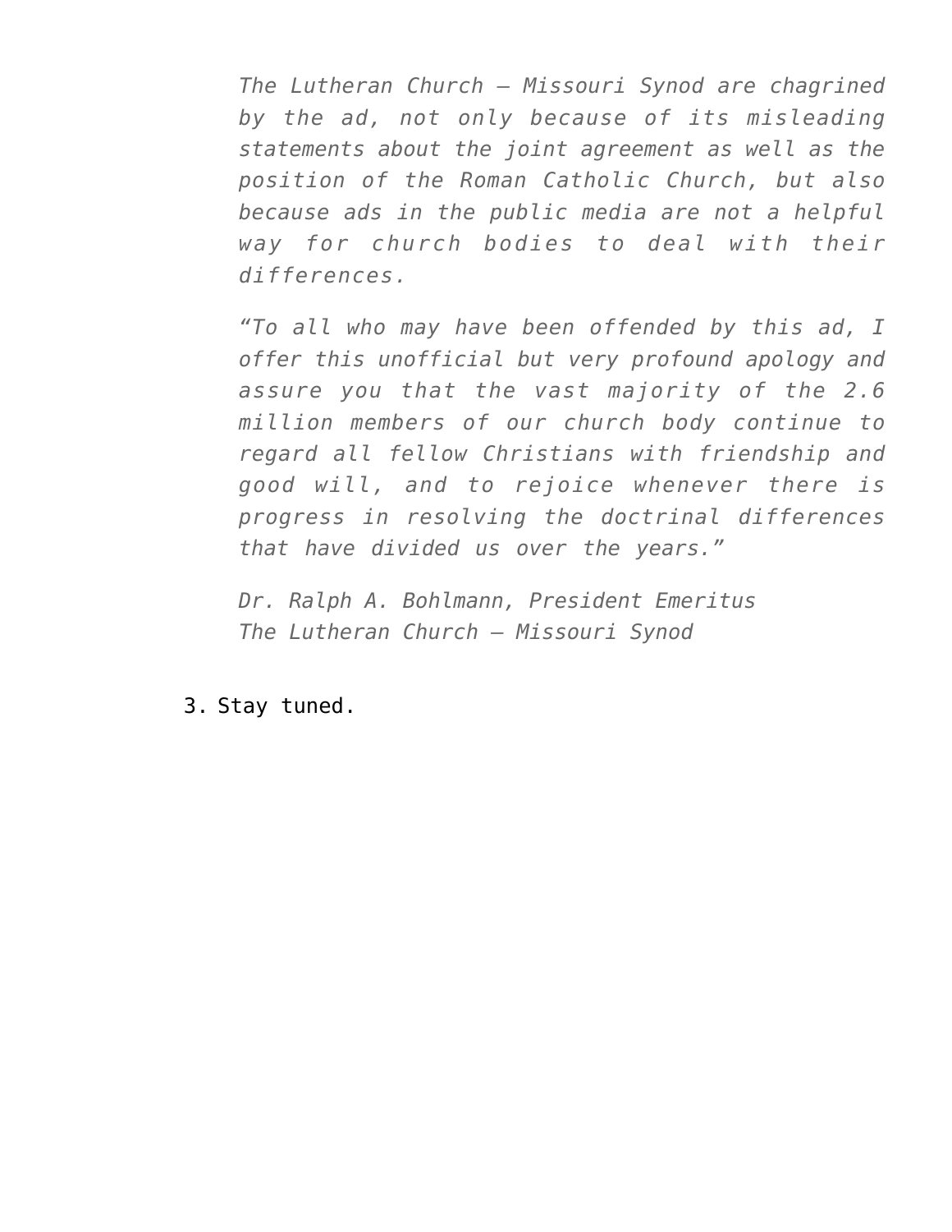> *The Lutheran Church — Missouri Synod are chagrined by the ad, not only because of its misleading statements about the joint agreement as well as the position of the Roman Catholic Church, but also because ads in the public media are not a helpful way for church bodies to deal with their differences.*
>
> *"To all who may have been offended by this ad, I offer this unofficial but very profound apology and assure you that the vast majority of the 2.6 million members of our church body continue to regard all fellow Christians with friendship and good will, and to rejoice whenever there is progress in resolving the doctrinal differences that have divided us over the years."*
>
> *Dr. Ralph A. Bohlmann, President Emeritus*
> *The Lutheran Church — Missouri Synod*

3. Stay tuned.